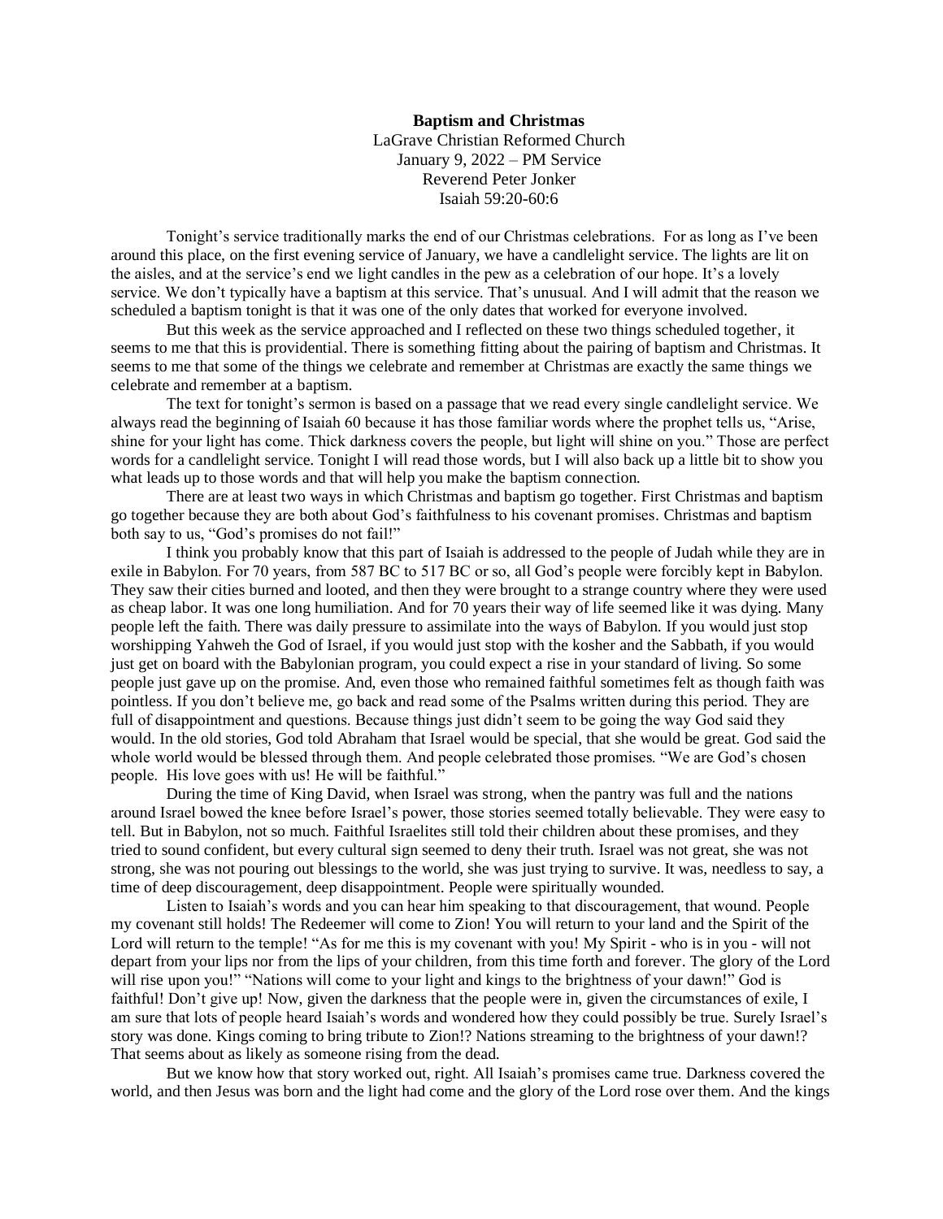**Baptism and Christmas**

LaGrave Christian Reformed Church
January 9, 2022 – PM Service
Reverend Peter Jonker
Isaiah 59:20-60:6

Tonight's service traditionally marks the end of our Christmas celebrations. For as long as I've been around this place, on the first evening service of January, we have a candlelight service. The lights are lit on the aisles, and at the service's end we light candles in the pew as a celebration of our hope. It's a lovely service. We don't typically have a baptism at this service. That's unusual. And I will admit that the reason we scheduled a baptism tonight is that it was one of the only dates that worked for everyone involved.

But this week as the service approached and I reflected on these two things scheduled together, it seems to me that this is providential. There is something fitting about the pairing of baptism and Christmas. It seems to me that some of the things we celebrate and remember at Christmas are exactly the same things we celebrate and remember at a baptism.

The text for tonight's sermon is based on a passage that we read every single candlelight service. We always read the beginning of Isaiah 60 because it has those familiar words where the prophet tells us, "Arise, shine for your light has come. Thick darkness covers the people, but light will shine on you." Those are perfect words for a candlelight service. Tonight I will read those words, but I will also back up a little bit to show you what leads up to those words and that will help you make the baptism connection.

There are at least two ways in which Christmas and baptism go together. First Christmas and baptism go together because they are both about God's faithfulness to his covenant promises. Christmas and baptism both say to us, "God's promises do not fail!"

I think you probably know that this part of Isaiah is addressed to the people of Judah while they are in exile in Babylon. For 70 years, from 587 BC to 517 BC or so, all God's people were forcibly kept in Babylon. They saw their cities burned and looted, and then they were brought to a strange country where they were used as cheap labor. It was one long humiliation. And for 70 years their way of life seemed like it was dying. Many people left the faith. There was daily pressure to assimilate into the ways of Babylon. If you would just stop worshipping Yahweh the God of Israel, if you would just stop with the kosher and the Sabbath, if you would just get on board with the Babylonian program, you could expect a rise in your standard of living. So some people just gave up on the promise. And, even those who remained faithful sometimes felt as though faith was pointless. If you don't believe me, go back and read some of the Psalms written during this period. They are full of disappointment and questions. Because things just didn't seem to be going the way God said they would. In the old stories, God told Abraham that Israel would be special, that she would be great. God said the whole world would be blessed through them. And people celebrated those promises. "We are God's chosen people. His love goes with us! He will be faithful."

During the time of King David, when Israel was strong, when the pantry was full and the nations around Israel bowed the knee before Israel's power, those stories seemed totally believable. They were easy to tell. But in Babylon, not so much. Faithful Israelites still told their children about these promises, and they tried to sound confident, but every cultural sign seemed to deny their truth. Israel was not great, she was not strong, she was not pouring out blessings to the world, she was just trying to survive. It was, needless to say, a time of deep discouragement, deep disappointment. People were spiritually wounded.

Listen to Isaiah's words and you can hear him speaking to that discouragement, that wound. People my covenant still holds! The Redeemer will come to Zion! You will return to your land and the Spirit of the Lord will return to the temple! "As for me this is my covenant with you! My Spirit - who is in you - will not depart from your lips nor from the lips of your children, from this time forth and forever. The glory of the Lord will rise upon you!" "Nations will come to your light and kings to the brightness of your dawn!" God is faithful! Don't give up! Now, given the darkness that the people were in, given the circumstances of exile, I am sure that lots of people heard Isaiah's words and wondered how they could possibly be true. Surely Israel's story was done. Kings coming to bring tribute to Zion!? Nations streaming to the brightness of your dawn!? That seems about as likely as someone rising from the dead.

But we know how that story worked out, right. All Isaiah's promises came true. Darkness covered the world, and then Jesus was born and the light had come and the glory of the Lord rose over them. And the kings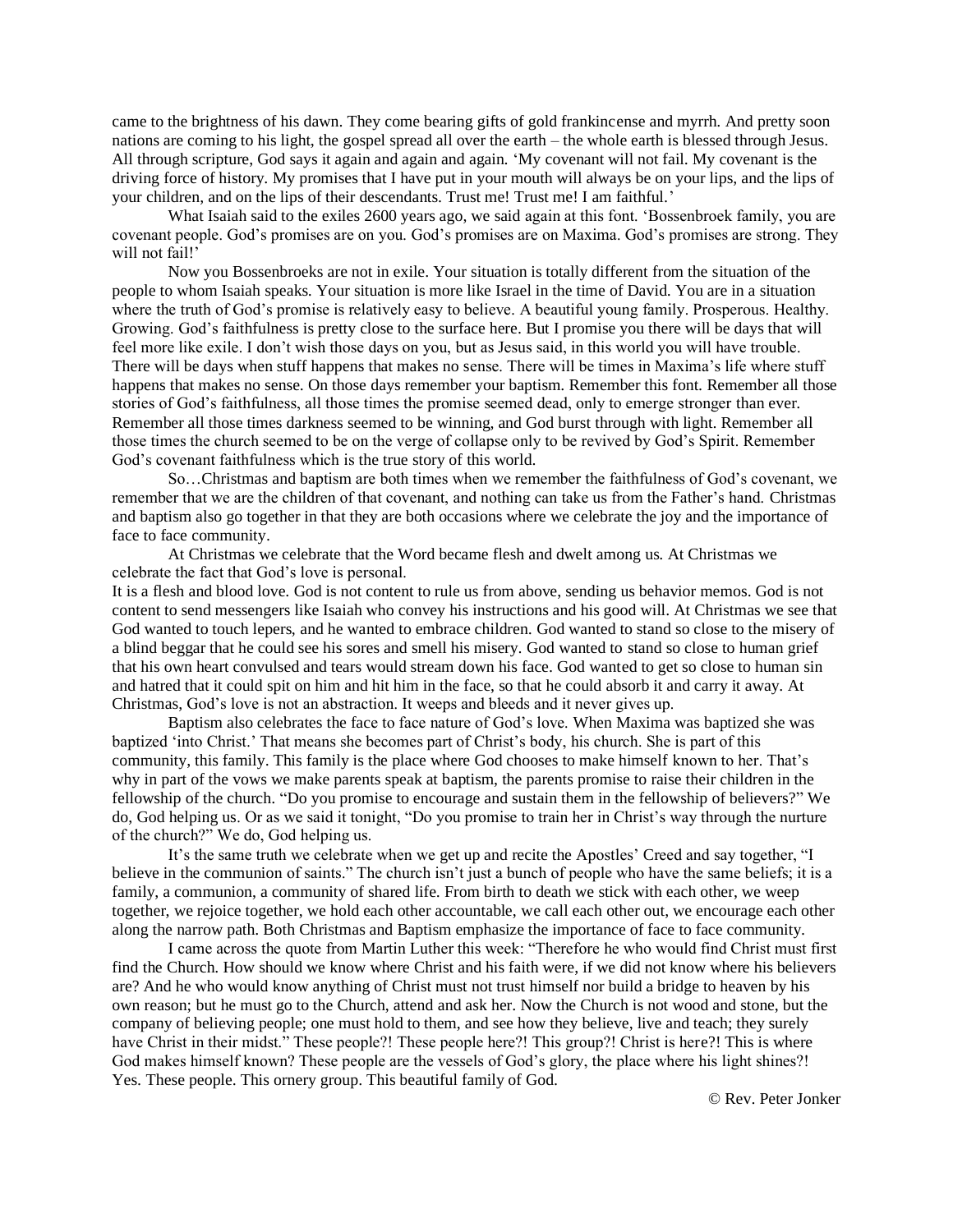came to the brightness of his dawn. They come bearing gifts of gold frankincense and myrrh. And pretty soon nations are coming to his light, the gospel spread all over the earth – the whole earth is blessed through Jesus. All through scripture, God says it again and again and again. 'My covenant will not fail. My covenant is the driving force of history. My promises that I have put in your mouth will always be on your lips, and the lips of your children, and on the lips of their descendants. Trust me! Trust me! I am faithful.'

What Isaiah said to the exiles 2600 years ago, we said again at this font. 'Bossenbroek family, you are covenant people. God's promises are on you. God's promises are on Maxima. God's promises are strong. They will not fail!'

Now you Bossenbroeks are not in exile. Your situation is totally different from the situation of the people to whom Isaiah speaks. Your situation is more like Israel in the time of David. You are in a situation where the truth of God's promise is relatively easy to believe. A beautiful young family. Prosperous. Healthy. Growing. God's faithfulness is pretty close to the surface here. But I promise you there will be days that will feel more like exile. I don't wish those days on you, but as Jesus said, in this world you will have trouble. There will be days when stuff happens that makes no sense. There will be times in Maxima's life where stuff happens that makes no sense. On those days remember your baptism. Remember this font. Remember all those stories of God's faithfulness, all those times the promise seemed dead, only to emerge stronger than ever. Remember all those times darkness seemed to be winning, and God burst through with light. Remember all those times the church seemed to be on the verge of collapse only to be revived by God's Spirit. Remember God's covenant faithfulness which is the true story of this world.

So…Christmas and baptism are both times when we remember the faithfulness of God's covenant, we remember that we are the children of that covenant, and nothing can take us from the Father's hand. Christmas and baptism also go together in that they are both occasions where we celebrate the joy and the importance of face to face community.

At Christmas we celebrate that the Word became flesh and dwelt among us. At Christmas we celebrate the fact that God's love is personal.

It is a flesh and blood love. God is not content to rule us from above, sending us behavior memos. God is not content to send messengers like Isaiah who convey his instructions and his good will. At Christmas we see that God wanted to touch lepers, and he wanted to embrace children. God wanted to stand so close to the misery of a blind beggar that he could see his sores and smell his misery. God wanted to stand so close to human grief that his own heart convulsed and tears would stream down his face. God wanted to get so close to human sin and hatred that it could spit on him and hit him in the face, so that he could absorb it and carry it away. At Christmas, God's love is not an abstraction. It weeps and bleeds and it never gives up.

Baptism also celebrates the face to face nature of God's love. When Maxima was baptized she was baptized 'into Christ.' That means she becomes part of Christ's body, his church. She is part of this community, this family. This family is the place where God chooses to make himself known to her. That's why in part of the vows we make parents speak at baptism, the parents promise to raise their children in the fellowship of the church. "Do you promise to encourage and sustain them in the fellowship of believers?" We do, God helping us. Or as we said it tonight, "Do you promise to train her in Christ's way through the nurture of the church?" We do, God helping us.

It's the same truth we celebrate when we get up and recite the Apostles' Creed and say together, "I believe in the communion of saints." The church isn't just a bunch of people who have the same beliefs; it is a family, a communion, a community of shared life. From birth to death we stick with each other, we weep together, we rejoice together, we hold each other accountable, we call each other out, we encourage each other along the narrow path. Both Christmas and Baptism emphasize the importance of face to face community.

I came across the quote from Martin Luther this week: "Therefore he who would find Christ must first find the Church. How should we know where Christ and his faith were, if we did not know where his believers are? And he who would know anything of Christ must not trust himself nor build a bridge to heaven by his own reason; but he must go to the Church, attend and ask her. Now the Church is not wood and stone, but the company of believing people; one must hold to them, and see how they believe, live and teach; they surely have Christ in their midst." These people?! These people here?! This group?! Christ is here?! This is where God makes himself known? These people are the vessels of God's glory, the place where his light shines?! Yes. These people. This ornery group. This beautiful family of God.

© Rev. Peter Jonker